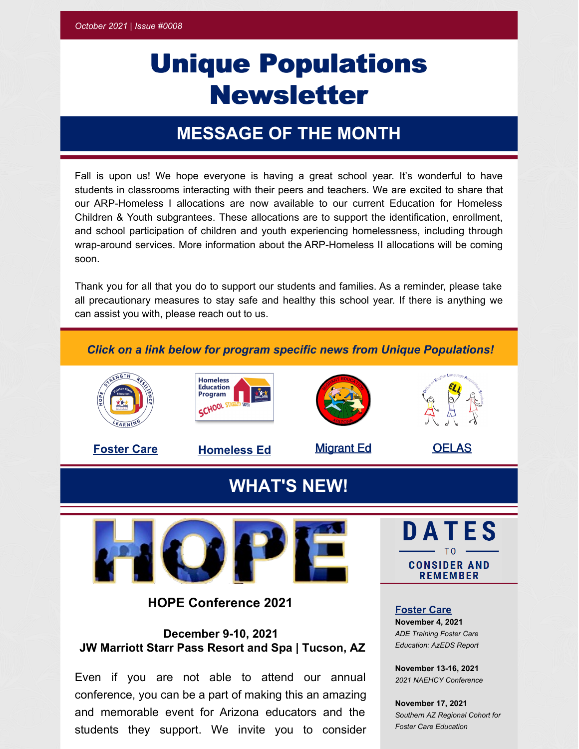*October 2021 | Issue #0008*

# Unique Populations Newsletter

## MESSAGE OF THE MONTH

Fall is upon us! We hope everyone is having a great school year. It's wonderful to have students in classrooms interacting with their peers and teachers. We are excited to share that our ARP-Homeless I allocations are now available to our current Education for Homeless Children & Youth subgrantees. These allocations are to support the identification, enrollment, and school participation of children and youth experiencing homelessness, including through wrap-around services. More information about the ARP-Homeless II allocations will be coming soon.

Thank you for all that you do to support our students and families. As a reminder, please take all precautionary measures to stay safe and healthy this school year. If there is anything we can assist you with, please reach out to us.

***Click on a link below for program specific news from Unique Populations!***

**Foster Care** | **Homeless Ed** | Migrant Ed | OELAS

## WHAT'S NEW!

### HOPE Conference 2021

**December 9-10, 2021**
**JW Marriott Starr Pass Resort and Spa | Tucson, AZ**

Even if you are not able to attend our annual conference, you can be a part of making this an amazing and memorable event for Arizona educators and the students they support. We invite you to consider

### DATES TO CONSIDER AND REMEMBER

**Foster Care**

**November 4, 2021**
*ADE Training Foster Care Education: AzEDS Report*

**November 13-16, 2021**
*2021 NAEHCY Conference*

**November 17, 2021**
*Southern AZ Regional Cohort for Foster Care Education*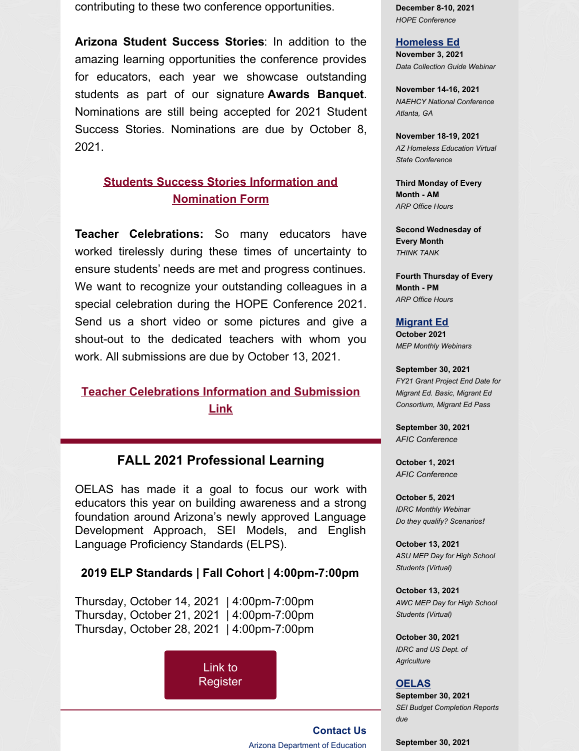contributing to these two conference opportunities.

**Arizona Student Success Stories**: In addition to the amazing learning opportunities the conference provides for educators, each year we showcase outstanding students as part of our signature **Awards Banquet**. Nominations are still being accepted for 2021 Student Success Stories. Nominations are due by October 8, 2021.

**Students Success Stories Information and Nomination Form**

**Teacher Celebrations:** So many educators have worked tirelessly during these times of uncertainty to ensure students' needs are met and progress continues. We want to recognize your outstanding colleagues in a special celebration during the HOPE Conference 2021. Send us a short video or some pictures and give a shout-out to the dedicated teachers with whom you work. All submissions are due by October 13, 2021.

**Teacher Celebrations Information and Submission Link**

## FALL 2021 Professional Learning

OELAS has made it a goal to focus our work with educators this year on building awareness and a strong foundation around Arizona's newly approved Language Development Approach, SEI Models, and English Language Proficiency Standards (ELPS).

### 2019 ELP Standards | Fall Cohort | 4:00pm-7:00pm

Thursday, October 14, 2021 | 4:00pm-7:00pm
Thursday, October 21, 2021 | 4:00pm-7:00pm
Thursday, October 28, 2021 | 4:00pm-7:00pm

Link to Register

**Contact Us**
Arizona Department of Education

**December 8-10, 2021**
*HOPE Conference*

### Homeless Ed

**November 3, 2021**
*Data Collection Guide Webinar*

**November 14-16, 2021**
*NAEHCY National Conference Atlanta, GA*

**November 18-19, 2021**
*AZ Homeless Education Virtual State Conference*

**Third Monday of Every Month - AM**
*ARP Office Hours*

**Second Wednesday of Every Month**
*THINK TANK*

**Fourth Thursday of Every Month - PM**
*ARP Office Hours*

### Migrant Ed

**October 2021**
*MEP Monthly Webinars*

**September 30, 2021**
*FY21 Grant Project End Date for Migrant Ed. Basic, Migrant Ed Consortium, Migrant Ed Pass*

**September 30, 2021**
*AFIC Conference*

**October 1, 2021**
*AFIC Conference*

**October 5, 2021**
*IDRC Monthly Webinar Do they qualify? Scenarios!*

**October 13, 2021**
*ASU MEP Day for High School Students (Virtual)*

**October 13, 2021**
*AWC MEP Day for High School Students (Virtual)*

**October 30, 2021**
*IDRC and US Dept. of Agriculture*

### OELAS

**September 30, 2021**
*SEI Budget Completion Reports due*

**September 30, 2021**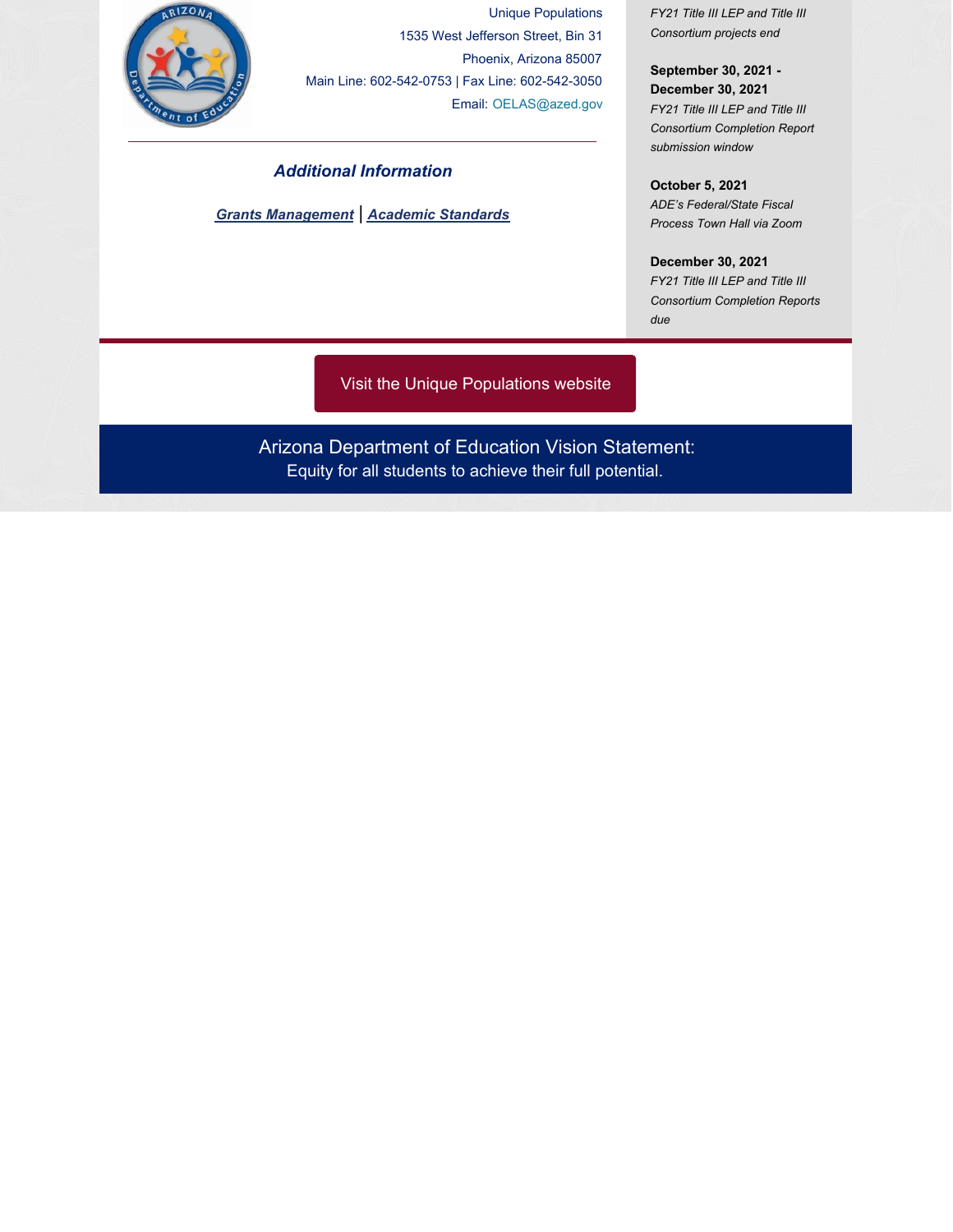Unique Populations
1535 West Jefferson Street, Bin 31
Phoenix, Arizona 85007
Main Line: 602-542-0753 | Fax Line: 602-542-3050
Email: OELAS@azed.gov

### *Additional Information*

[***Grants Management***] | [***Academic Standards***]

*FY21 Title III LEP and Title III Consortium projects end*

**September 30, 2021 - December 30, 2021**
*FY21 Title III LEP and Title III Consortium Completion Report submission window*

**October 5, 2021**
*ADE's Federal/State Fiscal Process Town Hall via Zoom*

**December 30, 2021**
*FY21 Title III LEP and Title III Consortium Completion Reports due*

Visit the Unique Populations website

Arizona Department of Education Vision Statement:
Equity for all students to achieve their full potential.